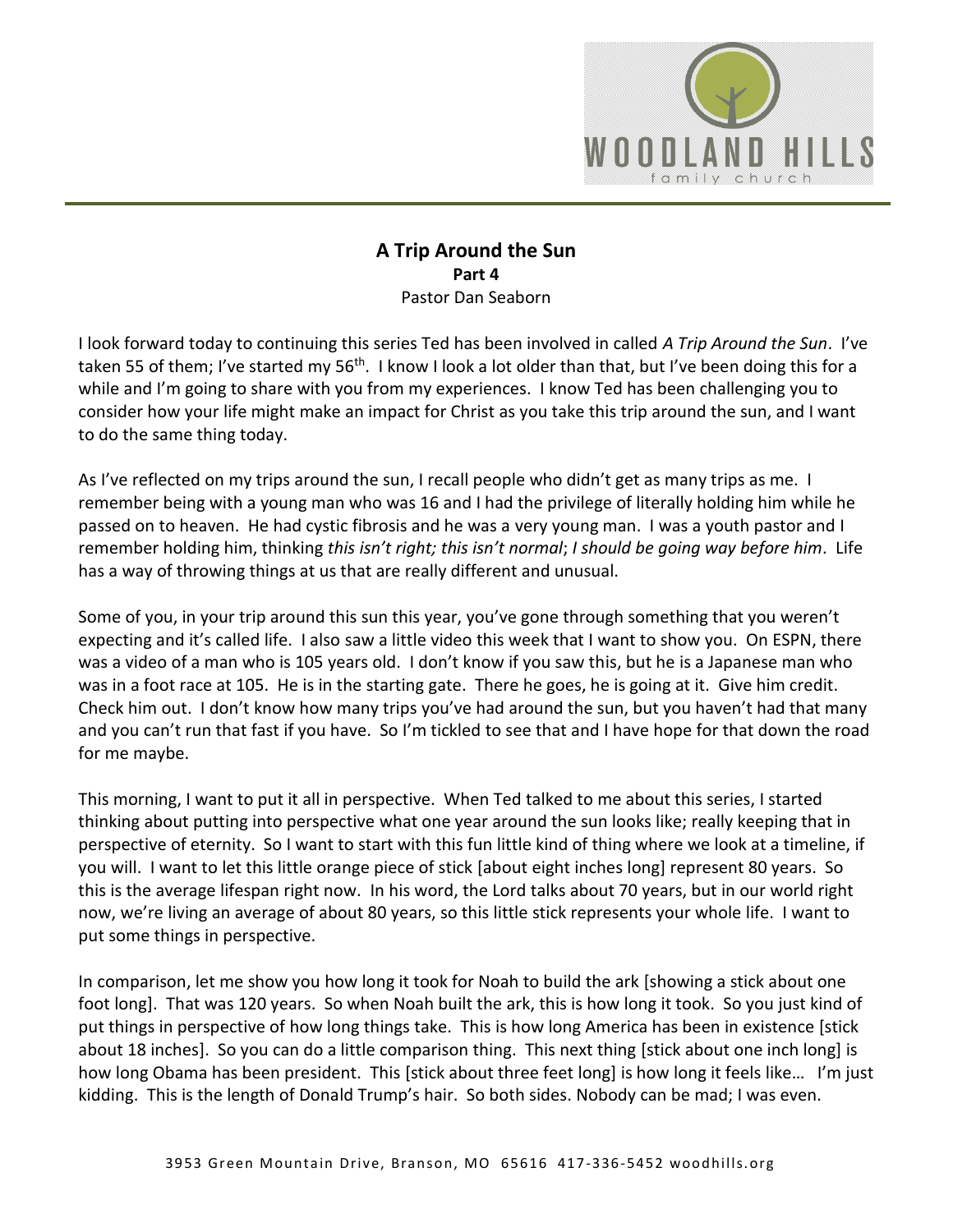# A Trip Around the Sun

**Part 4**

Pastor Dan Seaborn

I look forward today to continuing this series Ted has been involved in called *A Trip Around the Sun*. I've taken 55 of them; I've started my 56th. I know I look a lot older than that, but I've been doing this for a while and I'm going to share with you from my experiences. I know Ted has been challenging you to consider how your life might make an impact for Christ as you take this trip around the sun, and I want to do the same thing today.

As I've reflected on my trips around the sun, I recall people who didn't get as many trips as me. I remember being with a young man who was 16 and I had the privilege of literally holding him while he passed on to heaven. He had cystic fibrosis and he was a very young man. I was a youth pastor and I remember holding him, thinking *this isn't right; this isn't normal*; *I should be going way before him*. Life has a way of throwing things at us that are really different and unusual.

Some of you, in your trip around this sun this year, you've gone through something that you weren't expecting and it's called life. I also saw a little video this week that I want to show you. On ESPN, there was a video of a man who is 105 years old. I don't know if you saw this, but he is a Japanese man who was in a foot race at 105. He is in the starting gate. There he goes, he is going at it. Give him credit. Check him out. I don't know how many trips you've had around the sun, but you haven't had that many and you can't run that fast if you have. So I'm tickled to see that and I have hope for that down the road for me maybe.

This morning, I want to put it all in perspective. When Ted talked to me about this series, I started thinking about putting into perspective what one year around the sun looks like; really keeping that in perspective of eternity. So I want to start with this fun little kind of thing where we look at a timeline, if you will. I want to let this little orange piece of stick [about eight inches long] represent 80 years. So this is the average lifespan right now. In his word, the Lord talks about 70 years, but in our world right now, we're living an average of about 80 years, so this little stick represents your whole life. I want to put some things in perspective.

In comparison, let me show you how long it took for Noah to build the ark [showing a stick about one foot long]. That was 120 years. So when Noah built the ark, this is how long it took. So you just kind of put things in perspective of how long things take. This is how long America has been in existence [stick about 18 inches]. So you can do a little comparison thing. This next thing [stick about one inch long] is how long Obama has been president. This [stick about three feet long] is how long it feels like… I'm just kidding. This is the length of Donald Trump's hair. So both sides. Nobody can be mad; I was even.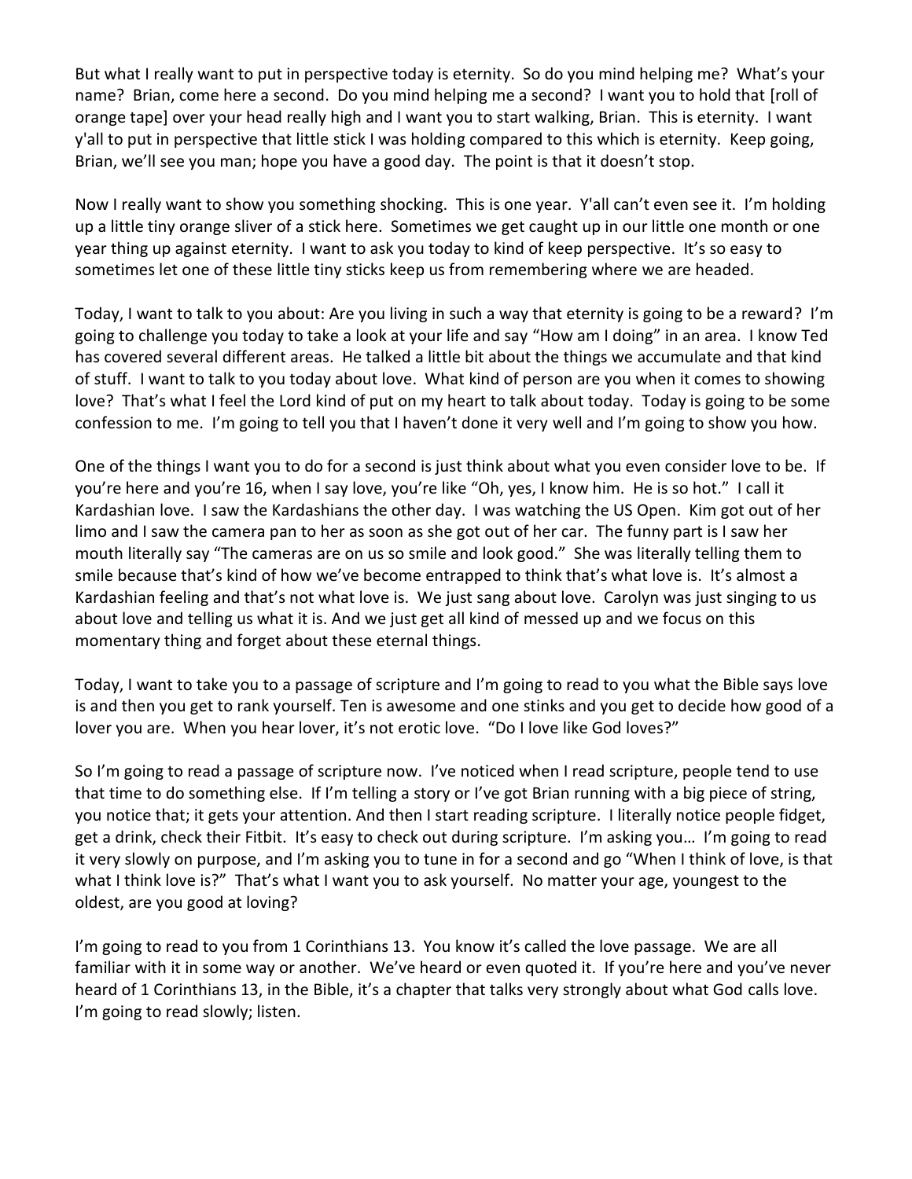But what I really want to put in perspective today is eternity. So do you mind helping me? What's your name? Brian, come here a second. Do you mind helping me a second? I want you to hold that [roll of orange tape] over your head really high and I want you to start walking, Brian. This is eternity. I want y'all to put in perspective that little stick I was holding compared to this which is eternity. Keep going, Brian, we'll see you man; hope you have a good day. The point is that it doesn't stop.

Now I really want to show you something shocking. This is one year. Y'all can't even see it. I'm holding up a little tiny orange sliver of a stick here. Sometimes we get caught up in our little one month or one year thing up against eternity. I want to ask you today to kind of keep perspective. It's so easy to sometimes let one of these little tiny sticks keep us from remembering where we are headed.

Today, I want to talk to you about: Are you living in such a way that eternity is going to be a reward? I'm going to challenge you today to take a look at your life and say "How am I doing" in an area. I know Ted has covered several different areas. He talked a little bit about the things we accumulate and that kind of stuff. I want to talk to you today about love. What kind of person are you when it comes to showing love? That's what I feel the Lord kind of put on my heart to talk about today. Today is going to be some confession to me. I'm going to tell you that I haven't done it very well and I'm going to show you how.

One of the things I want you to do for a second is just think about what you even consider love to be. If you're here and you're 16, when I say love, you're like "Oh, yes, I know him. He is so hot." I call it Kardashian love. I saw the Kardashians the other day. I was watching the US Open. Kim got out of her limo and I saw the camera pan to her as soon as she got out of her car. The funny part is I saw her mouth literally say "The cameras are on us so smile and look good." She was literally telling them to smile because that's kind of how we've become entrapped to think that's what love is. It's almost a Kardashian feeling and that's not what love is. We just sang about love. Carolyn was just singing to us about love and telling us what it is. And we just get all kind of messed up and we focus on this momentary thing and forget about these eternal things.

Today, I want to take you to a passage of scripture and I'm going to read to you what the Bible says love is and then you get to rank yourself. Ten is awesome and one stinks and you get to decide how good of a lover you are. When you hear lover, it's not erotic love. "Do I love like God loves?"

So I'm going to read a passage of scripture now. I've noticed when I read scripture, people tend to use that time to do something else. If I'm telling a story or I've got Brian running with a big piece of string, you notice that; it gets your attention. And then I start reading scripture. I literally notice people fidget, get a drink, check their Fitbit. It's easy to check out during scripture. I'm asking you… I'm going to read it very slowly on purpose, and I'm asking you to tune in for a second and go "When I think of love, is that what I think love is?" That's what I want you to ask yourself. No matter your age, youngest to the oldest, are you good at loving?

I'm going to read to you from 1 Corinthians 13. You know it's called the love passage. We are all familiar with it in some way or another. We've heard or even quoted it. If you're here and you've never heard of 1 Corinthians 13, in the Bible, it's a chapter that talks very strongly about what God calls love. I'm going to read slowly; listen.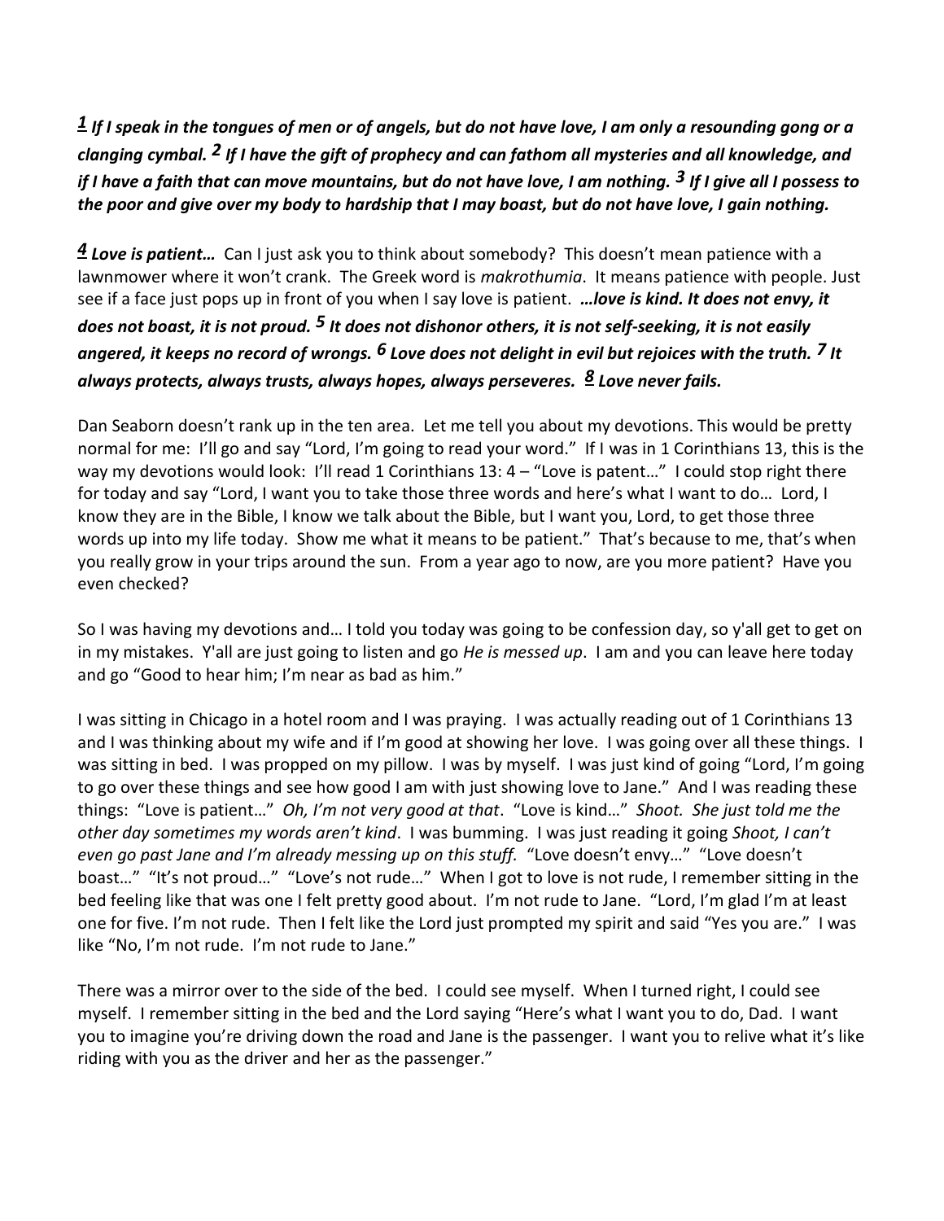***1** If I speak in the tongues of men or of angels, but do not have love, I am only a resounding gong or a clanging cymbal. **2** If I have the gift of prophecy and can fathom all mysteries and all knowledge, and if I have a faith that can move mountains, but do not have love, I am nothing. **3** If I give all I possess to the poor and give over my body to hardship that I may boast, but do not have love, I gain nothing.*

***4** Love is patient…* Can I just ask you to think about somebody? This doesn't mean patience with a lawnmower where it won't crank. The Greek word is *makrothumia*. It means patience with people. Just see if a face just pops up in front of you when I say love is patient. ***…love is kind. It does not envy, it does not boast, it is not proud. 5 It does not dishonor others, it is not self-seeking, it is not easily angered, it keeps no record of wrongs. 6 Love does not delight in evil but rejoices with the truth. 7 It always protects, always trusts, always hopes, always perseveres. 8 Love never fails.***

Dan Seaborn doesn't rank up in the ten area. Let me tell you about my devotions. This would be pretty normal for me: I'll go and say "Lord, I'm going to read your word." If I was in 1 Corinthians 13, this is the way my devotions would look: I'll read 1 Corinthians 13: 4 – "Love is patent…" I could stop right there for today and say "Lord, I want you to take those three words and here's what I want to do… Lord, I know they are in the Bible, I know we talk about the Bible, but I want you, Lord, to get those three words up into my life today. Show me what it means to be patient." That's because to me, that's when you really grow in your trips around the sun. From a year ago to now, are you more patient? Have you even checked?

So I was having my devotions and… I told you today was going to be confession day, so y'all get to get on in my mistakes. Y'all are just going to listen and go *He is messed up*. I am and you can leave here today and go "Good to hear him; I'm near as bad as him."

I was sitting in Chicago in a hotel room and I was praying. I was actually reading out of 1 Corinthians 13 and I was thinking about my wife and if I'm good at showing her love. I was going over all these things. I was sitting in bed. I was propped on my pillow. I was by myself. I was just kind of going "Lord, I'm going to go over these things and see how good I am with just showing love to Jane." And I was reading these things: "Love is patient…" *Oh, I'm not very good at that*. "Love is kind…" *Shoot. She just told me the other day sometimes my words aren't kind*. I was bumming. I was just reading it going *Shoot, I can't even go past Jane and I'm already messing up on this stuff.* "Love doesn't envy…" "Love doesn't boast…" "It's not proud…" "Love's not rude…" When I got to love is not rude, I remember sitting in the bed feeling like that was one I felt pretty good about. I'm not rude to Jane. "Lord, I'm glad I'm at least one for five. I'm not rude. Then I felt like the Lord just prompted my spirit and said "Yes you are." I was like "No, I'm not rude. I'm not rude to Jane."

There was a mirror over to the side of the bed. I could see myself. When I turned right, I could see myself. I remember sitting in the bed and the Lord saying "Here's what I want you to do, Dad. I want you to imagine you're driving down the road and Jane is the passenger. I want you to relive what it's like riding with you as the driver and her as the passenger."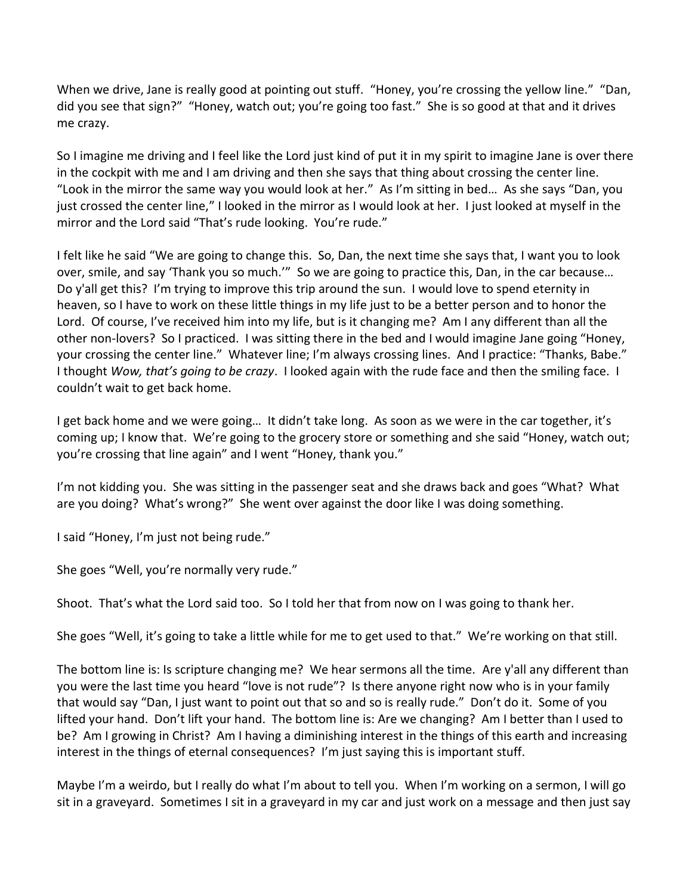When we drive, Jane is really good at pointing out stuff. "Honey, you're crossing the yellow line." "Dan, did you see that sign?" "Honey, watch out; you're going too fast." She is so good at that and it drives me crazy.

So I imagine me driving and I feel like the Lord just kind of put it in my spirit to imagine Jane is over there in the cockpit with me and I am driving and then she says that thing about crossing the center line. "Look in the mirror the same way you would look at her." As I'm sitting in bed… As she says "Dan, you just crossed the center line," I looked in the mirror as I would look at her. I just looked at myself in the mirror and the Lord said "That's rude looking. You're rude."

I felt like he said "We are going to change this. So, Dan, the next time she says that, I want you to look over, smile, and say 'Thank you so much.'" So we are going to practice this, Dan, in the car because… Do y'all get this? I'm trying to improve this trip around the sun. I would love to spend eternity in heaven, so I have to work on these little things in my life just to be a better person and to honor the Lord. Of course, I've received him into my life, but is it changing me? Am I any different than all the other non-lovers? So I practiced. I was sitting there in the bed and I would imagine Jane going "Honey, your crossing the center line." Whatever line; I'm always crossing lines. And I practice: "Thanks, Babe." I thought *Wow, that's going to be crazy*. I looked again with the rude face and then the smiling face. I couldn't wait to get back home.

I get back home and we were going… It didn't take long. As soon as we were in the car together, it's coming up; I know that. We're going to the grocery store or something and she said "Honey, watch out; you're crossing that line again" and I went "Honey, thank you."

I'm not kidding you. She was sitting in the passenger seat and she draws back and goes "What? What are you doing? What's wrong?" She went over against the door like I was doing something.

I said "Honey, I'm just not being rude."

She goes "Well, you're normally very rude."

Shoot. That's what the Lord said too. So I told her that from now on I was going to thank her.

She goes "Well, it's going to take a little while for me to get used to that." We're working on that still.

The bottom line is: Is scripture changing me? We hear sermons all the time. Are y'all any different than you were the last time you heard "love is not rude"? Is there anyone right now who is in your family that would say "Dan, I just want to point out that so and so is really rude." Don't do it. Some of you lifted your hand. Don't lift your hand. The bottom line is: Are we changing? Am I better than I used to be? Am I growing in Christ? Am I having a diminishing interest in the things of this earth and increasing interest in the things of eternal consequences? I'm just saying this is important stuff.

Maybe I'm a weirdo, but I really do what I'm about to tell you. When I'm working on a sermon, I will go sit in a graveyard. Sometimes I sit in a graveyard in my car and just work on a message and then just say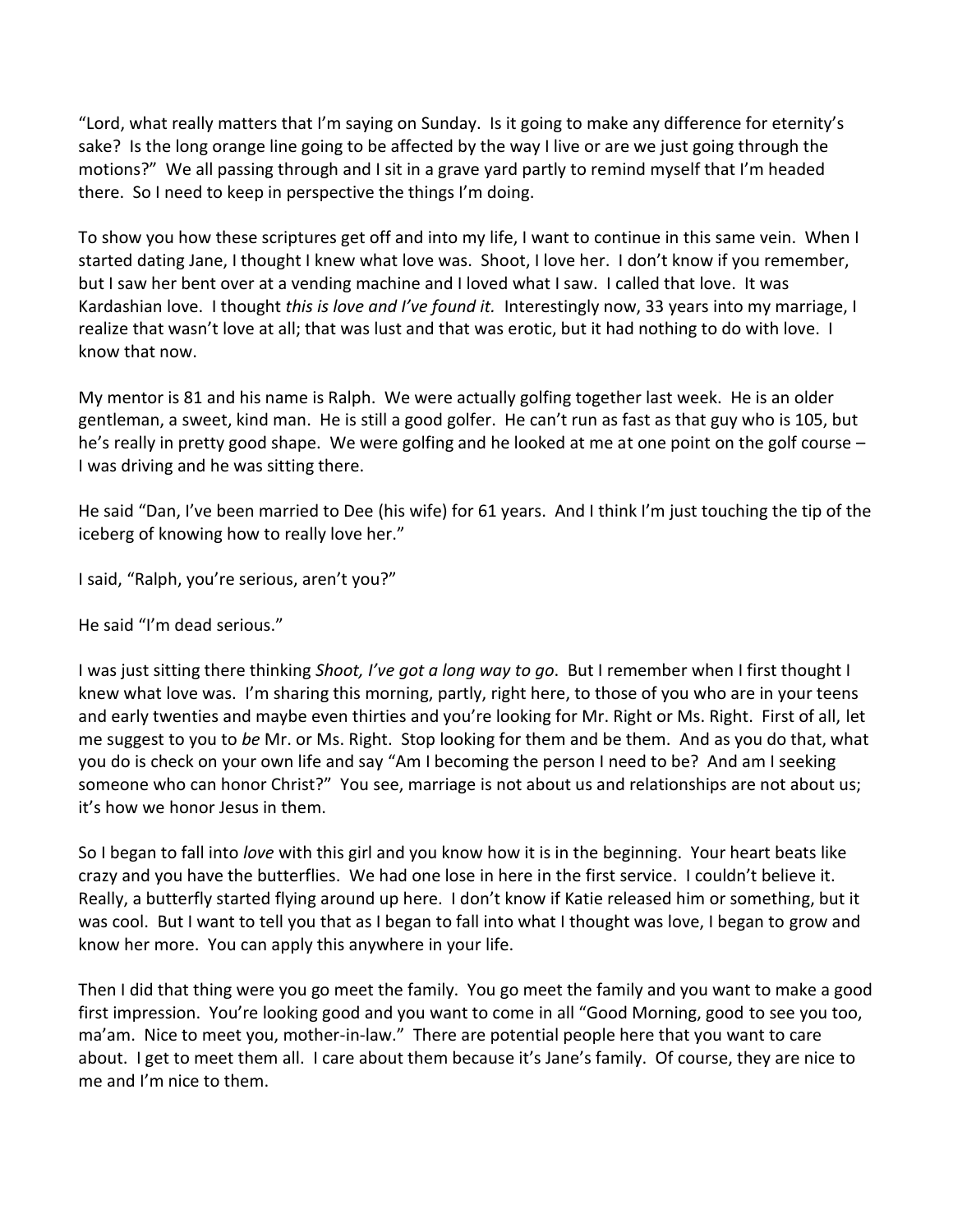"Lord, what really matters that I'm saying on Sunday. Is it going to make any difference for eternity's sake? Is the long orange line going to be affected by the way I live or are we just going through the motions?" We all passing through and I sit in a grave yard partly to remind myself that I'm headed there. So I need to keep in perspective the things I'm doing.

To show you how these scriptures get off and into my life, I want to continue in this same vein. When I started dating Jane, I thought I knew what love was. Shoot, I love her. I don't know if you remember, but I saw her bent over at a vending machine and I loved what I saw. I called that love. It was Kardashian love. I thought *this is love and I've found it.* Interestingly now, 33 years into my marriage, I realize that wasn't love at all; that was lust and that was erotic, but it had nothing to do with love. I know that now.

My mentor is 81 and his name is Ralph. We were actually golfing together last week. He is an older gentleman, a sweet, kind man. He is still a good golfer. He can't run as fast as that guy who is 105, but he's really in pretty good shape. We were golfing and he looked at me at one point on the golf course – I was driving and he was sitting there.

He said "Dan, I've been married to Dee (his wife) for 61 years. And I think I'm just touching the tip of the iceberg of knowing how to really love her."

I said, "Ralph, you're serious, aren't you?"

He said "I'm dead serious."

I was just sitting there thinking *Shoot, I've got a long way to go*. But I remember when I first thought I knew what love was. I'm sharing this morning, partly, right here, to those of you who are in your teens and early twenties and maybe even thirties and you're looking for Mr. Right or Ms. Right. First of all, let me suggest to you to *be* Mr. or Ms. Right. Stop looking for them and be them. And as you do that, what you do is check on your own life and say "Am I becoming the person I need to be? And am I seeking someone who can honor Christ?" You see, marriage is not about us and relationships are not about us; it's how we honor Jesus in them.

So I began to fall into *love* with this girl and you know how it is in the beginning. Your heart beats like crazy and you have the butterflies. We had one lose in here in the first service. I couldn't believe it. Really, a butterfly started flying around up here. I don't know if Katie released him or something, but it was cool. But I want to tell you that as I began to fall into what I thought was love, I began to grow and know her more. You can apply this anywhere in your life.

Then I did that thing were you go meet the family. You go meet the family and you want to make a good first impression. You're looking good and you want to come in all "Good Morning, good to see you too, ma'am. Nice to meet you, mother-in-law." There are potential people here that you want to care about. I get to meet them all. I care about them because it's Jane's family. Of course, they are nice to me and I'm nice to them.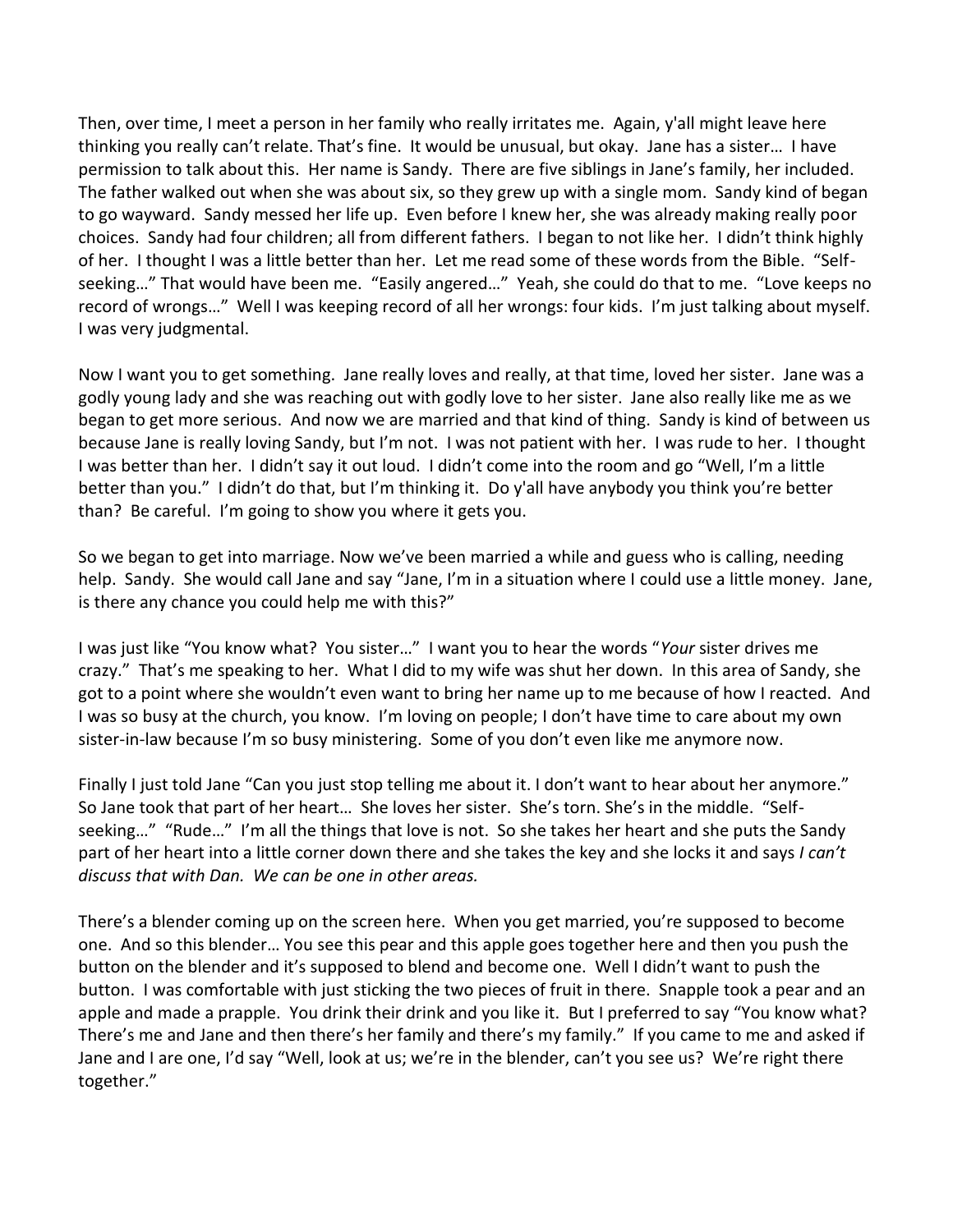Then, over time, I meet a person in her family who really irritates me. Again, y'all might leave here thinking you really can't relate. That's fine. It would be unusual, but okay. Jane has a sister… I have permission to talk about this. Her name is Sandy. There are five siblings in Jane's family, her included. The father walked out when she was about six, so they grew up with a single mom. Sandy kind of began to go wayward. Sandy messed her life up. Even before I knew her, she was already making really poor choices. Sandy had four children; all from different fathers. I began to not like her. I didn't think highly of her. I thought I was a little better than her. Let me read some of these words from the Bible. "Self-seeking…" That would have been me. "Easily angered…" Yeah, she could do that to me. "Love keeps no record of wrongs…" Well I was keeping record of all her wrongs: four kids. I'm just talking about myself. I was very judgmental.

Now I want you to get something. Jane really loves and really, at that time, loved her sister. Jane was a godly young lady and she was reaching out with godly love to her sister. Jane also really like me as we began to get more serious. And now we are married and that kind of thing. Sandy is kind of between us because Jane is really loving Sandy, but I'm not. I was not patient with her. I was rude to her. I thought I was better than her. I didn't say it out loud. I didn't come into the room and go "Well, I'm a little better than you." I didn't do that, but I'm thinking it. Do y'all have anybody you think you're better than? Be careful. I'm going to show you where it gets you.

So we began to get into marriage. Now we've been married a while and guess who is calling, needing help. Sandy. She would call Jane and say "Jane, I'm in a situation where I could use a little money. Jane, is there any chance you could help me with this?"

I was just like "You know what? You sister…" I want you to hear the words "*Your* sister drives me crazy." That's me speaking to her. What I did to my wife was shut her down. In this area of Sandy, she got to a point where she wouldn't even want to bring her name up to me because of how I reacted. And I was so busy at the church, you know. I'm loving on people; I don't have time to care about my own sister-in-law because I'm so busy ministering. Some of you don't even like me anymore now.

Finally I just told Jane "Can you just stop telling me about it. I don't want to hear about her anymore." So Jane took that part of her heart… She loves her sister. She's torn. She's in the middle. "Self-seeking…" "Rude…" I'm all the things that love is not. So she takes her heart and she puts the Sandy part of her heart into a little corner down there and she takes the key and she locks it and says *I can't discuss that with Dan. We can be one in other areas.*

There's a blender coming up on the screen here. When you get married, you're supposed to become one. And so this blender… You see this pear and this apple goes together here and then you push the button on the blender and it's supposed to blend and become one. Well I didn't want to push the button. I was comfortable with just sticking the two pieces of fruit in there. Snapple took a pear and an apple and made a prapple. You drink their drink and you like it. But I preferred to say "You know what? There's me and Jane and then there's her family and there's my family." If you came to me and asked if Jane and I are one, I'd say "Well, look at us; we're in the blender, can't you see us? We're right there together."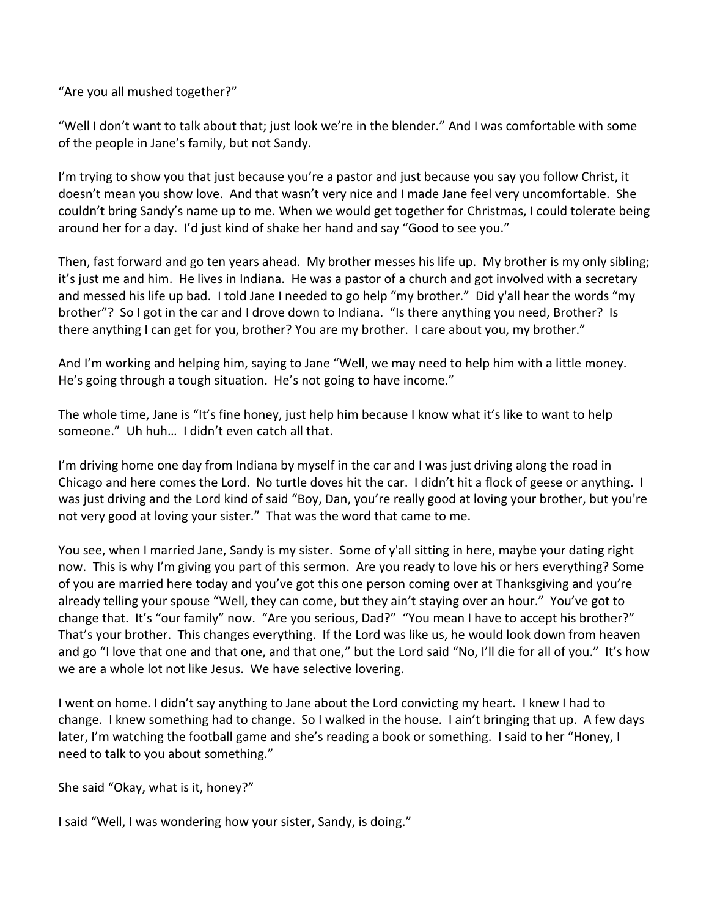"Are you all mushed together?"

"Well I don't want to talk about that; just look we're in the blender." And I was comfortable with some of the people in Jane's family, but not Sandy.

I'm trying to show you that just because you're a pastor and just because you say you follow Christ, it doesn't mean you show love. And that wasn't very nice and I made Jane feel very uncomfortable. She couldn't bring Sandy's name up to me. When we would get together for Christmas, I could tolerate being around her for a day. I'd just kind of shake her hand and say "Good to see you."

Then, fast forward and go ten years ahead. My brother messes his life up. My brother is my only sibling; it's just me and him. He lives in Indiana. He was a pastor of a church and got involved with a secretary and messed his life up bad. I told Jane I needed to go help "my brother." Did y'all hear the words "my brother"? So I got in the car and I drove down to Indiana. "Is there anything you need, Brother? Is there anything I can get for you, brother? You are my brother. I care about you, my brother."

And I'm working and helping him, saying to Jane "Well, we may need to help him with a little money. He's going through a tough situation. He's not going to have income."

The whole time, Jane is "It's fine honey, just help him because I know what it's like to want to help someone." Uh huh… I didn't even catch all that.

I'm driving home one day from Indiana by myself in the car and I was just driving along the road in Chicago and here comes the Lord. No turtle doves hit the car. I didn't hit a flock of geese or anything. I was just driving and the Lord kind of said "Boy, Dan, you're really good at loving your brother, but you're not very good at loving your sister." That was the word that came to me.

You see, when I married Jane, Sandy is my sister. Some of y'all sitting in here, maybe your dating right now. This is why I'm giving you part of this sermon. Are you ready to love his or hers everything? Some of you are married here today and you've got this one person coming over at Thanksgiving and you're already telling your spouse "Well, they can come, but they ain't staying over an hour." You've got to change that. It's "our family" now. "Are you serious, Dad?" "You mean I have to accept his brother?" That's your brother. This changes everything. If the Lord was like us, he would look down from heaven and go "I love that one and that one, and that one," but the Lord said "No, I'll die for all of you." It's how we are a whole lot not like Jesus. We have selective lovering.

I went on home. I didn't say anything to Jane about the Lord convicting my heart. I knew I had to change. I knew something had to change. So I walked in the house. I ain't bringing that up. A few days later, I'm watching the football game and she's reading a book or something. I said to her "Honey, I need to talk to you about something."

She said "Okay, what is it, honey?"

I said "Well, I was wondering how your sister, Sandy, is doing."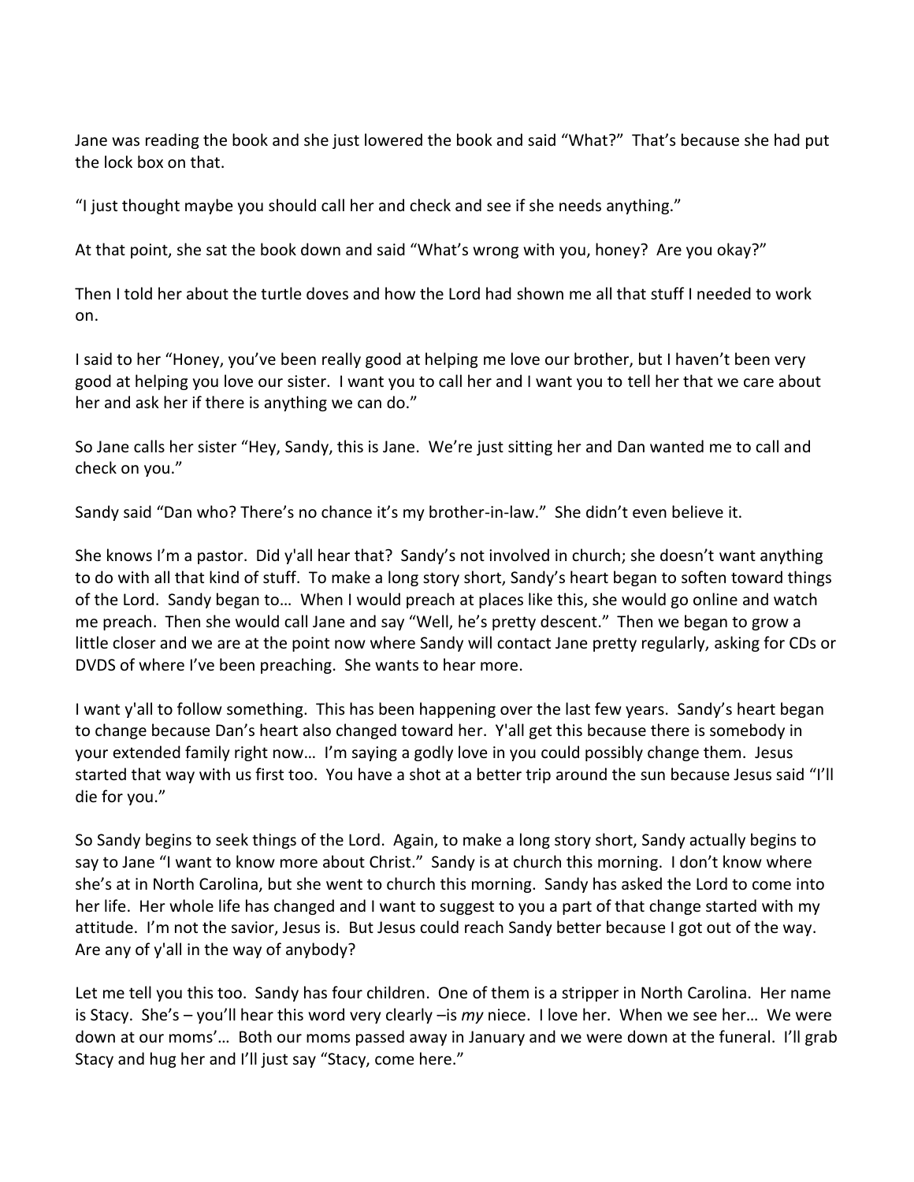Jane was reading the book and she just lowered the book and said “What?” That’s because she had put the lock box on that.

“I just thought maybe you should call her and check and see if she needs anything.”

At that point, she sat the book down and said “What’s wrong with you, honey? Are you okay?”

Then I told her about the turtle doves and how the Lord had shown me all that stuff I needed to work on.

I said to her “Honey, you’ve been really good at helping me love our brother, but I haven’t been very good at helping you love our sister. I want you to call her and I want you to tell her that we care about her and ask her if there is anything we can do.”

So Jane calls her sister “Hey, Sandy, this is Jane. We’re just sitting her and Dan wanted me to call and check on you.”

Sandy said “Dan who? There’s no chance it’s my brother-in-law.” She didn’t even believe it.

She knows I’m a pastor. Did y'all hear that? Sandy’s not involved in church; she doesn’t want anything to do with all that kind of stuff. To make a long story short, Sandy’s heart began to soften toward things of the Lord. Sandy began to… When I would preach at places like this, she would go online and watch me preach. Then she would call Jane and say “Well, he’s pretty descent.” Then we began to grow a little closer and we are at the point now where Sandy will contact Jane pretty regularly, asking for CDs or DVDS of where I’ve been preaching. She wants to hear more.

I want y'all to follow something. This has been happening over the last few years. Sandy’s heart began to change because Dan’s heart also changed toward her. Y'all get this because there is somebody in your extended family right now… I’m saying a godly love in you could possibly change them. Jesus started that way with us first too. You have a shot at a better trip around the sun because Jesus said “I’ll die for you.”

So Sandy begins to seek things of the Lord. Again, to make a long story short, Sandy actually begins to say to Jane “I want to know more about Christ.” Sandy is at church this morning. I don’t know where she’s at in North Carolina, but she went to church this morning. Sandy has asked the Lord to come into her life. Her whole life has changed and I want to suggest to you a part of that change started with my attitude. I’m not the savior, Jesus is. But Jesus could reach Sandy better because I got out of the way. Are any of y'all in the way of anybody?

Let me tell you this too. Sandy has four children. One of them is a stripper in North Carolina. Her name is Stacy. She’s – you’ll hear this word very clearly –is *my* niece. I love her. When we see her… We were down at our moms’… Both our moms passed away in January and we were down at the funeral. I’ll grab Stacy and hug her and I’ll just say “Stacy, come here.”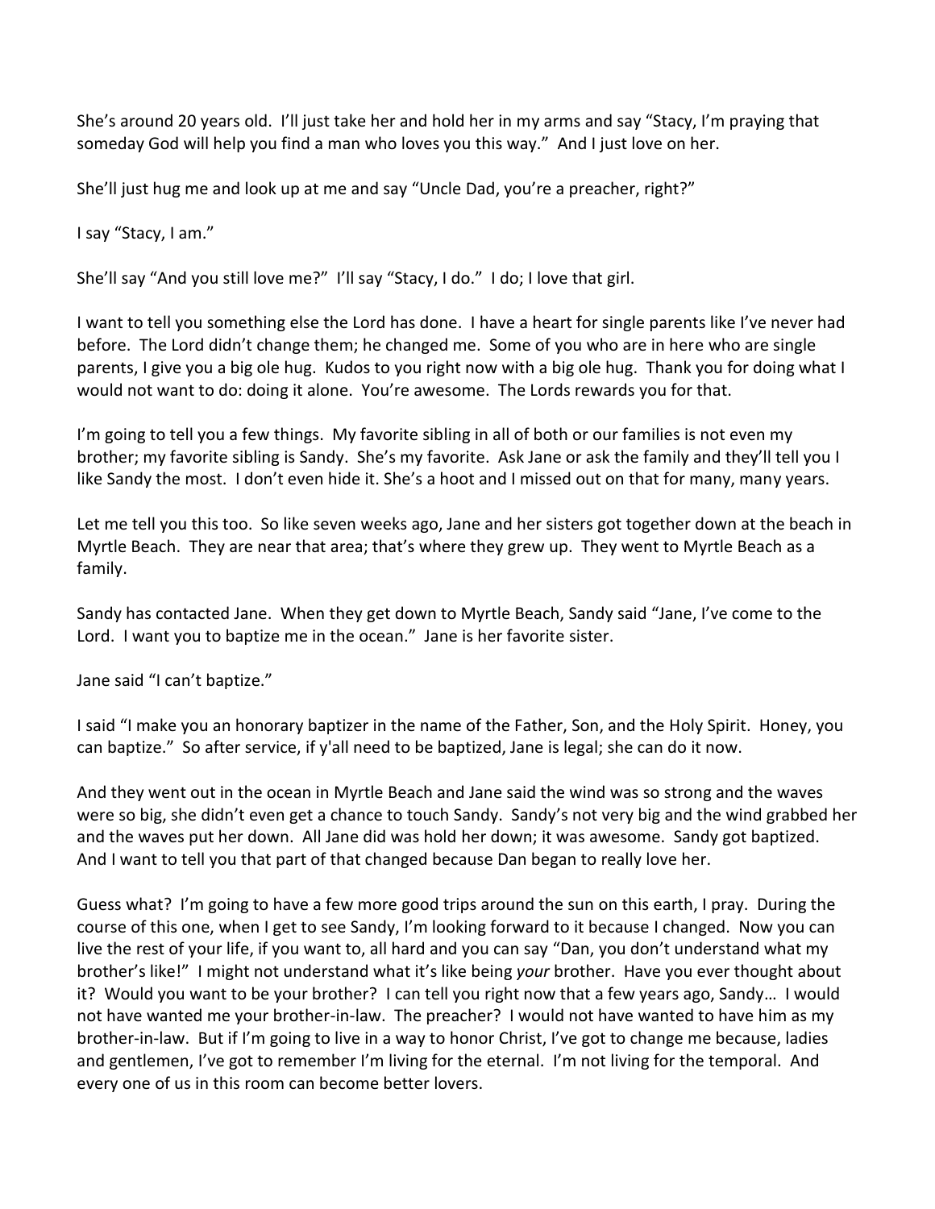She's around 20 years old. I'll just take her and hold her in my arms and say "Stacy, I'm praying that someday God will help you find a man who loves you this way." And I just love on her.

She'll just hug me and look up at me and say "Uncle Dad, you're a preacher, right?"

I say "Stacy, I am."

She'll say "And you still love me?" I'll say "Stacy, I do." I do; I love that girl.

I want to tell you something else the Lord has done. I have a heart for single parents like I've never had before. The Lord didn't change them; he changed me. Some of you who are in here who are single parents, I give you a big ole hug. Kudos to you right now with a big ole hug. Thank you for doing what I would not want to do: doing it alone. You're awesome. The Lords rewards you for that.

I'm going to tell you a few things. My favorite sibling in all of both or our families is not even my brother; my favorite sibling is Sandy. She's my favorite. Ask Jane or ask the family and they'll tell you I like Sandy the most. I don't even hide it. She's a hoot and I missed out on that for many, many years.

Let me tell you this too. So like seven weeks ago, Jane and her sisters got together down at the beach in Myrtle Beach. They are near that area; that's where they grew up. They went to Myrtle Beach as a family.

Sandy has contacted Jane. When they get down to Myrtle Beach, Sandy said "Jane, I've come to the Lord. I want you to baptize me in the ocean." Jane is her favorite sister.

Jane said "I can't baptize."

I said "I make you an honorary baptizer in the name of the Father, Son, and the Holy Spirit. Honey, you can baptize." So after service, if y'all need to be baptized, Jane is legal; she can do it now.

And they went out in the ocean in Myrtle Beach and Jane said the wind was so strong and the waves were so big, she didn't even get a chance to touch Sandy. Sandy's not very big and the wind grabbed her and the waves put her down. All Jane did was hold her down; it was awesome. Sandy got baptized. And I want to tell you that part of that changed because Dan began to really love her.

Guess what? I'm going to have a few more good trips around the sun on this earth, I pray. During the course of this one, when I get to see Sandy, I'm looking forward to it because I changed. Now you can live the rest of your life, if you want to, all hard and you can say "Dan, you don't understand what my brother's like!" I might not understand what it's like being *your* brother. Have you ever thought about it? Would you want to be your brother? I can tell you right now that a few years ago, Sandy… I would not have wanted me your brother-in-law. The preacher? I would not have wanted to have him as my brother-in-law. But if I'm going to live in a way to honor Christ, I've got to change me because, ladies and gentlemen, I've got to remember I'm living for the eternal. I'm not living for the temporal. And every one of us in this room can become better lovers.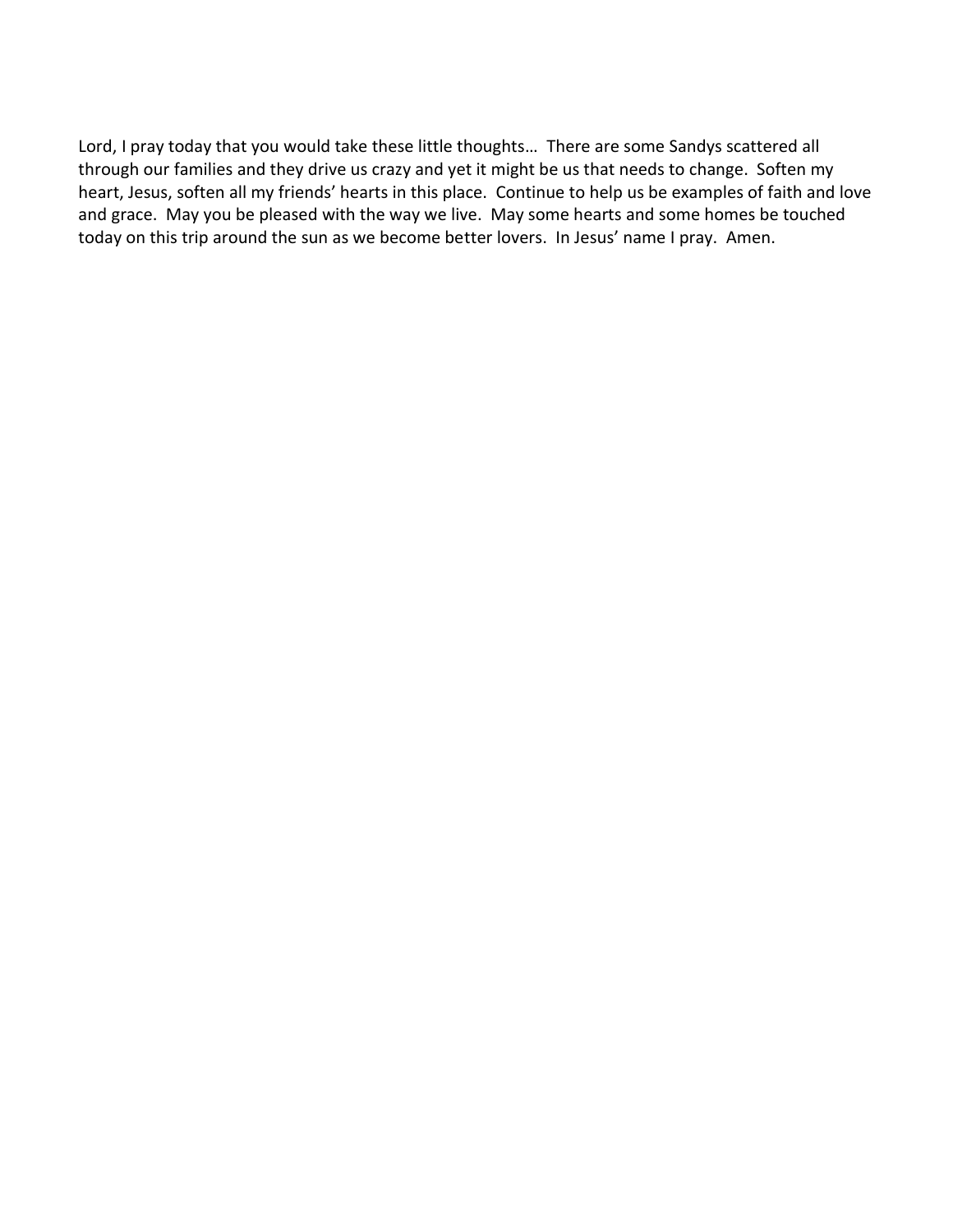Lord, I pray today that you would take these little thoughts… There are some Sandys scattered all through our families and they drive us crazy and yet it might be us that needs to change. Soften my heart, Jesus, soften all my friends' hearts in this place. Continue to help us be examples of faith and love and grace. May you be pleased with the way we live. May some hearts and some homes be touched today on this trip around the sun as we become better lovers. In Jesus' name I pray. Amen.